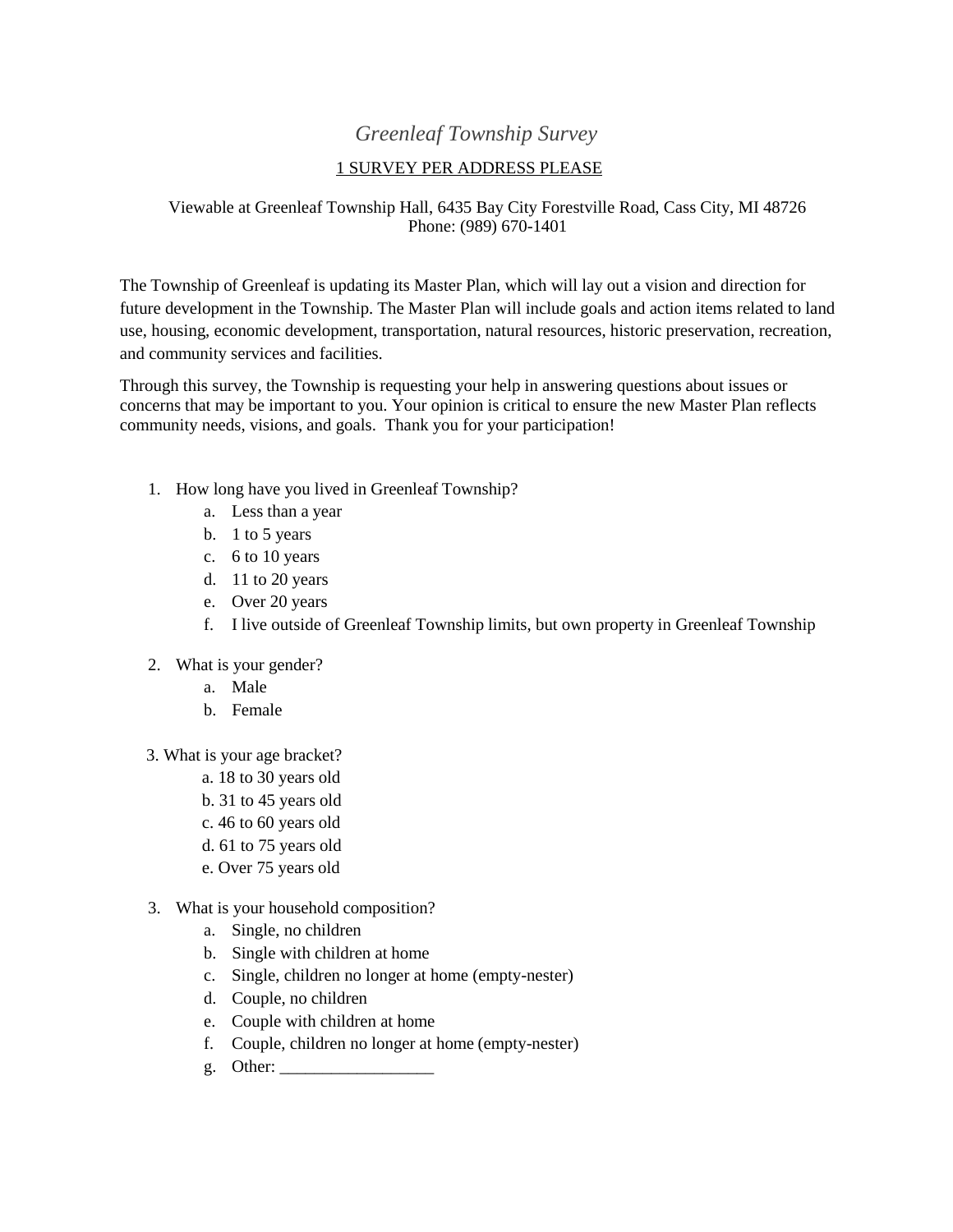# *Greenleaf Township Survey*

1 SURVEY PER ADDRESS PLEASE

Viewable at Greenleaf Township Hall, 6435 Bay City Forestville Road, Cass City, MI 48726
Phone: (989) 670-1401

The Township of Greenleaf is updating its Master Plan, which will lay out a vision and direction for future development in the Township. The Master Plan will include goals and action items related to land use, housing, economic development, transportation, natural resources, historic preservation, recreation, and community services and facilities.

Through this survey, the Township is requesting your help in answering questions about issues or concerns that may be important to you. Your opinion is critical to ensure the new Master Plan reflects community needs, visions, and goals. Thank you for your participation!

1. How long have you lived in Greenleaf Township?
   a. Less than a year
   b. 1 to 5 years
   c. 6 to 10 years
   d. 11 to 20 years
   e. Over 20 years
   f. I live outside of Greenleaf Township limits, but own property in Greenleaf Township

2. What is your gender?
   a. Male
   b. Female

3. What is your age bracket?
   a. 18 to 30 years old
   b. 31 to 45 years old
   c. 46 to 60 years old
   d. 61 to 75 years old
   e. Over 75 years old

3. What is your household composition?
   a. Single, no children
   b. Single with children at home
   c. Single, children no longer at home (empty-nester)
   d. Couple, no children
   e. Couple with children at home
   f. Couple, children no longer at home (empty-nester)
   g. Other: __________________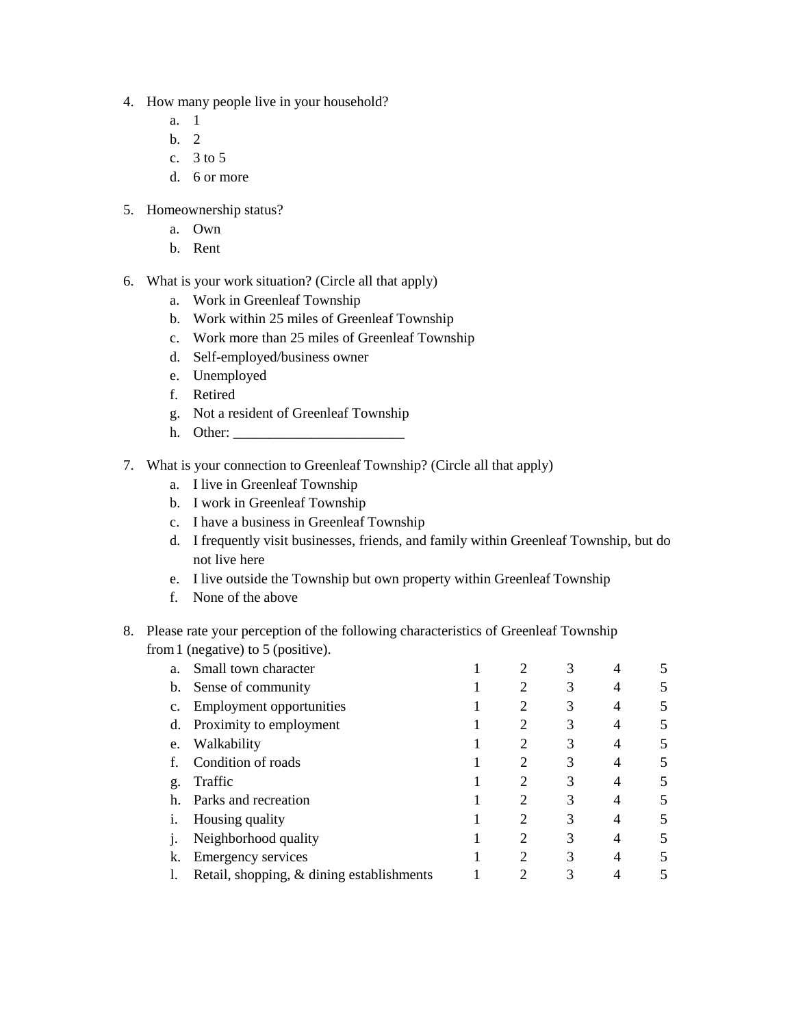4. How many people live in your household?
    a. 1
    b. 2
    c. 3 to 5
    d. 6 or more

5. Homeownership status?
    a. Own
    b. Rent

6. What is your work situation? (Circle all that apply)
    a. Work in Greenleaf Township
    b. Work within 25 miles of Greenleaf Township
    c. Work more than 25 miles of Greenleaf Township
    d. Self-employed/business owner
    e. Unemployed
    f. Retired
    g. Not a resident of Greenleaf Township
    h. Other: ________________________

7. What is your connection to Greenleaf Township? (Circle all that apply)
    a. I live in Greenleaf Township
    b. I work in Greenleaf Township
    c. I have a business in Greenleaf Township
    d. I frequently visit businesses, friends, and family within Greenleaf Township, but do not live here
    e. I live outside the Township but own property within Greenleaf Township
    f. None of the above

8. Please rate your perception of the following characteristics of Greenleaf Township from 1 (negative) to 5 (positive).

| | | | | | | |
|---|---|---|---|---|---|---|
| a. | Small town character | 1 | 2 | 3 | 4 | 5 |
| b. | Sense of community | 1 | 2 | 3 | 4 | 5 |
| c. | Employment opportunities | 1 | 2 | 3 | 4 | 5 |
| d. | Proximity to employment | 1 | 2 | 3 | 4 | 5 |
| e. | Walkability | 1 | 2 | 3 | 4 | 5 |
| f. | Condition of roads | 1 | 2 | 3 | 4 | 5 |
| g. | Traffic | 1 | 2 | 3 | 4 | 5 |
| h. | Parks and recreation | 1 | 2 | 3 | 4 | 5 |
| i. | Housing quality | 1 | 2 | 3 | 4 | 5 |
| j. | Neighborhood quality | 1 | 2 | 3 | 4 | 5 |
| k. | Emergency services | 1 | 2 | 3 | 4 | 5 |
| l. | Retail, shopping, & dining establishments | 1 | 2 | 3 | 4 | 5 |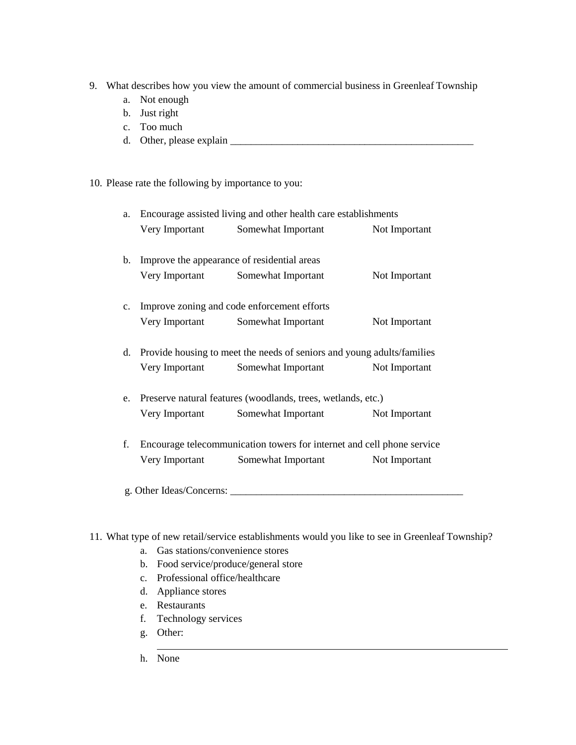9. What describes how you view the amount of commercial business in Greenleaf Township
    a. Not enough
    b. Just right
    c. Too much
    d. Other, please explain ________________________________________________

10. Please rate the following by importance to you:

    a. Encourage assisted living and other health care establishments
       Very Important    Somewhat Important    Not Important

    b. Improve the appearance of residential areas
       Very Important    Somewhat Important    Not Important

    c. Improve zoning and code enforcement efforts
       Very Important    Somewhat Important    Not Important

    d. Provide housing to meet the needs of seniors and young adults/families
       Very Important    Somewhat Important    Not Important

    e. Preserve natural features (woodlands, trees, wetlands, etc.)
       Very Important    Somewhat Important    Not Important

    f. Encourage telecommunication towers for internet and cell phone service
       Very Important    Somewhat Important    Not Important

    g. Other Ideas/Concerns: ______________________________________________

11. What type of new retail/service establishments would you like to see in Greenleaf Township?
    a. Gas stations/convenience stores
    b. Food service/produce/general store
    c. Professional office/healthcare
    d. Appliance stores
    e. Restaurants
    f. Technology services
    g. Other: ________________________________________________________________
    h. None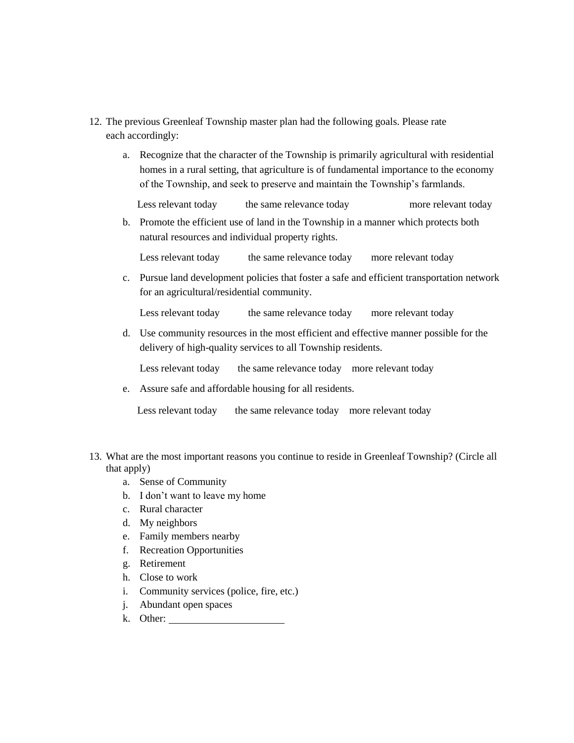12. The previous Greenleaf Township master plan had the following goals. Please rate each accordingly:

    a. Recognize that the character of the Township is primarily agricultural with residential homes in a rural setting, that agriculture is of fundamental importance to the economy of the Township, and seek to preserve and maintain the Township's farmlands.

       Less relevant today &nbsp;&nbsp;&nbsp; the same relevance today &nbsp;&nbsp;&nbsp; more relevant today

    b. Promote the efficient use of land in the Township in a manner which protects both natural resources and individual property rights.

       Less relevant today &nbsp;&nbsp;&nbsp; the same relevance today &nbsp;&nbsp;&nbsp; more relevant today

    c. Pursue land development policies that foster a safe and efficient transportation network for an agricultural/residential community.

       Less relevant today &nbsp;&nbsp;&nbsp; the same relevance today &nbsp;&nbsp;&nbsp; more relevant today

    d. Use community resources in the most efficient and effective manner possible for the delivery of high-quality services to all Township residents.

       Less relevant today &nbsp;&nbsp;&nbsp; the same relevance today &nbsp;&nbsp;&nbsp; more relevant today

    e. Assure safe and affordable housing for all residents.

       Less relevant today &nbsp;&nbsp;&nbsp; the same relevance today &nbsp;&nbsp;&nbsp; more relevant today

13. What are the most important reasons you continue to reside in Greenleaf Township? (Circle all that apply)

    a. Sense of Community
    b. I don't want to leave my home
    c. Rural character
    d. My neighbors
    e. Family members nearby
    f. Recreation Opportunities
    g. Retirement
    h. Close to work
    i. Community services (police, fire, etc.)
    j. Abundant open spaces
    k. Other: ______________________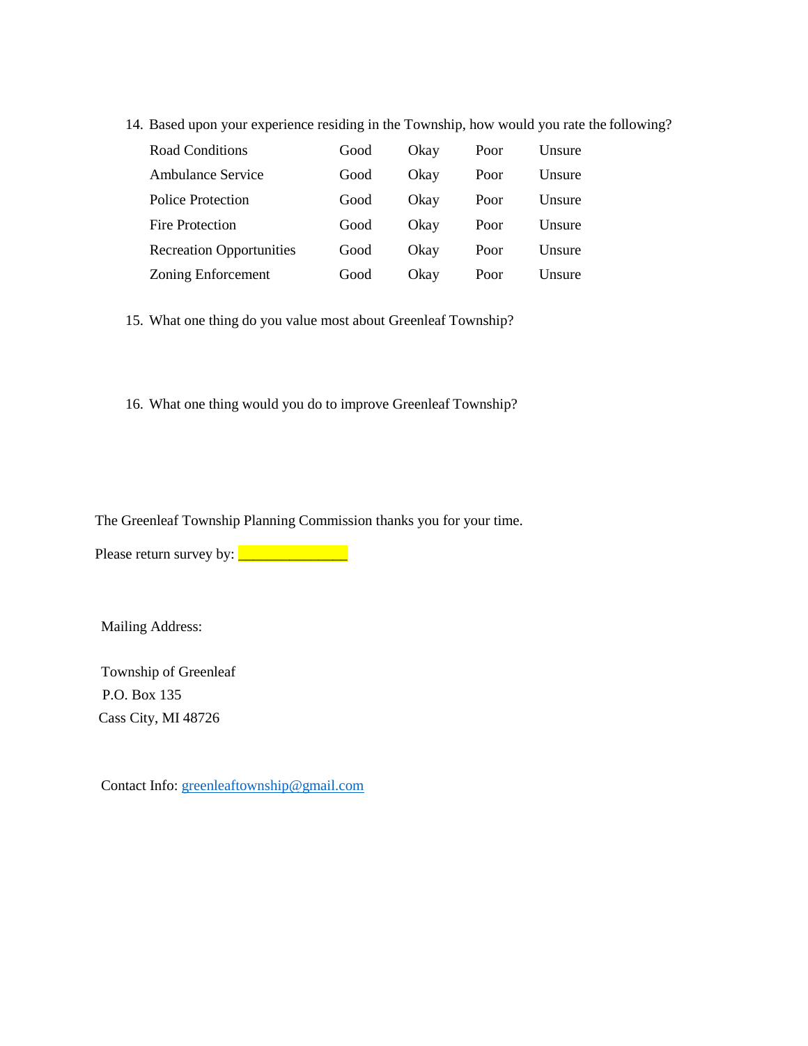14. Based upon your experience residing in the Township, how would you rate the following?

| | | | | |
|---|---|---|---|---|
| Road Conditions | Good | Okay | Poor | Unsure |
| Ambulance Service | Good | Okay | Poor | Unsure |
| Police Protection | Good | Okay | Poor | Unsure |
| Fire Protection | Good | Okay | Poor | Unsure |
| Recreation Opportunities | Good | Okay | Poor | Unsure |
| Zoning Enforcement | Good | Okay | Poor | Unsure |

15. What one thing do you value most about Greenleaf Township?

16. What one thing would you do to improve Greenleaf Township?

The Greenleaf Township Planning Commission thanks you for your time.

Please return survey by: _______________

Mailing Address:

Township of Greenleaf
P.O. Box 135
Cass City, MI 48726

Contact Info: greenleaftownship@gmail.com